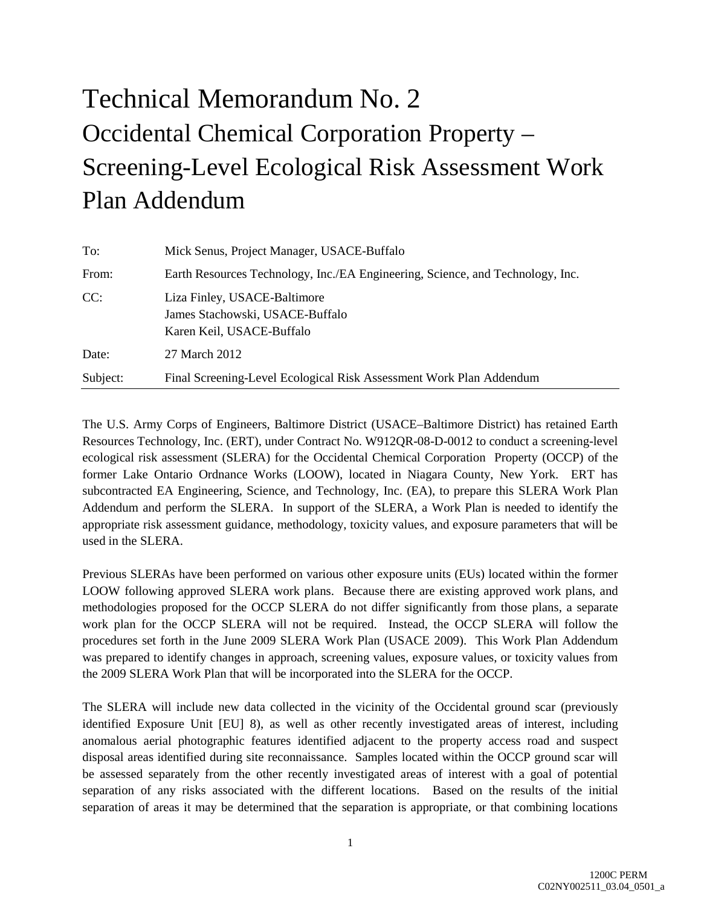# Technical Memorandum No. 2

## Occidental Chemical Corporation Property – Screening-Level Ecological Risk Assessment Work Plan Addendum

| | |
|---|---|
| To: | Mick Senus, Project Manager, USACE-Buffalo |
| From: | Earth Resources Technology, Inc./EA Engineering, Science, and Technology, Inc. |
| CC: | Liza Finley, USACE-Baltimore<br>James Stachowski, USACE-Buffalo<br>Karen Keil, USACE-Buffalo |
| Date: | 27 March 2012 |
| Subject: | Final Screening-Level Ecological Risk Assessment Work Plan Addendum |

The U.S. Army Corps of Engineers, Baltimore District (USACE–Baltimore District) has retained Earth Resources Technology, Inc. (ERT), under Contract No. W912QR-08-D-0012 to conduct a screening-level ecological risk assessment (SLERA) for the Occidental Chemical Corporation Property (OCCP) of the former Lake Ontario Ordnance Works (LOOW), located in Niagara County, New York. ERT has subcontracted EA Engineering, Science, and Technology, Inc. (EA), to prepare this SLERA Work Plan Addendum and perform the SLERA. In support of the SLERA, a Work Plan is needed to identify the appropriate risk assessment guidance, methodology, toxicity values, and exposure parameters that will be used in the SLERA.

Previous SLERAs have been performed on various other exposure units (EUs) located within the former LOOW following approved SLERA work plans. Because there are existing approved work plans, and methodologies proposed for the OCCP SLERA do not differ significantly from those plans, a separate work plan for the OCCP SLERA will not be required. Instead, the OCCP SLERA will follow the procedures set forth in the June 2009 SLERA Work Plan (USACE 2009). This Work Plan Addendum was prepared to identify changes in approach, screening values, exposure values, or toxicity values from the 2009 SLERA Work Plan that will be incorporated into the SLERA for the OCCP.

The SLERA will include new data collected in the vicinity of the Occidental ground scar (previously identified Exposure Unit [EU] 8), as well as other recently investigated areas of interest, including anomalous aerial photographic features identified adjacent to the property access road and suspect disposal areas identified during site reconnaissance. Samples located within the OCCP ground scar will be assessed separately from the other recently investigated areas of interest with a goal of potential separation of any risks associated with the different locations. Based on the results of the initial separation of areas it may be determined that the separation is appropriate, or that combining locations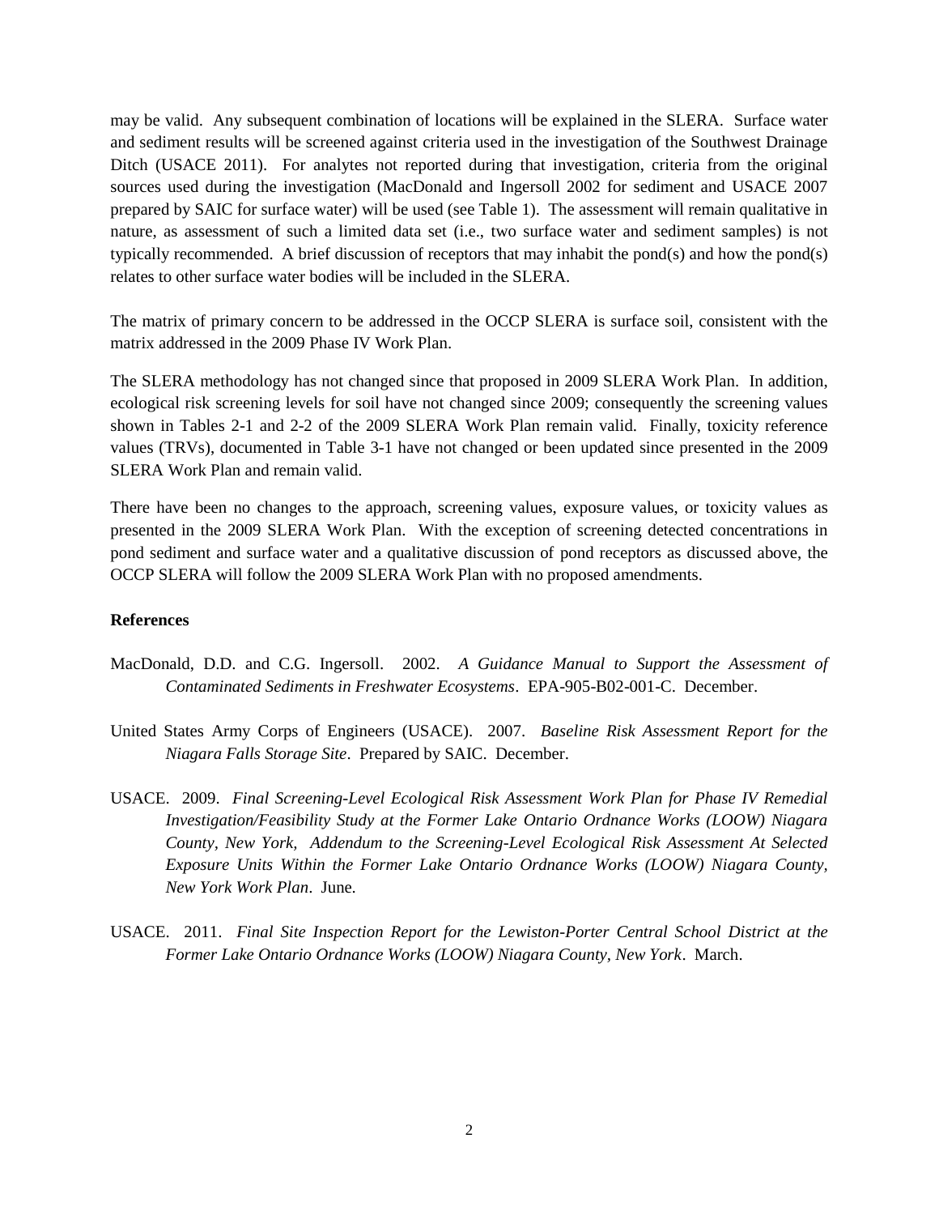may be valid. Any subsequent combination of locations will be explained in the SLERA. Surface water and sediment results will be screened against criteria used in the investigation of the Southwest Drainage Ditch (USACE 2011). For analytes not reported during that investigation, criteria from the original sources used during the investigation (MacDonald and Ingersoll 2002 for sediment and USACE 2007 prepared by SAIC for surface water) will be used (see Table 1). The assessment will remain qualitative in nature, as assessment of such a limited data set (i.e., two surface water and sediment samples) is not typically recommended. A brief discussion of receptors that may inhabit the pond(s) and how the pond(s) relates to other surface water bodies will be included in the SLERA.

The matrix of primary concern to be addressed in the OCCP SLERA is surface soil, consistent with the matrix addressed in the 2009 Phase IV Work Plan.

The SLERA methodology has not changed since that proposed in 2009 SLERA Work Plan. In addition, ecological risk screening levels for soil have not changed since 2009; consequently the screening values shown in Tables 2-1 and 2-2 of the 2009 SLERA Work Plan remain valid. Finally, toxicity reference values (TRVs), documented in Table 3-1 have not changed or been updated since presented in the 2009 SLERA Work Plan and remain valid.

There have been no changes to the approach, screening values, exposure values, or toxicity values as presented in the 2009 SLERA Work Plan. With the exception of screening detected concentrations in pond sediment and surface water and a qualitative discussion of pond receptors as discussed above, the OCCP SLERA will follow the 2009 SLERA Work Plan with no proposed amendments.

**References**

MacDonald, D.D. and C.G. Ingersoll. 2002. *A Guidance Manual to Support the Assessment of Contaminated Sediments in Freshwater Ecosystems*. EPA-905-B02-001-C. December.

United States Army Corps of Engineers (USACE). 2007. *Baseline Risk Assessment Report for the Niagara Falls Storage Site*. Prepared by SAIC. December.

USACE. 2009. *Final Screening-Level Ecological Risk Assessment Work Plan for Phase IV Remedial Investigation/Feasibility Study at the Former Lake Ontario Ordnance Works (LOOW) Niagara County, New York, Addendum to the Screening-Level Ecological Risk Assessment At Selected Exposure Units Within the Former Lake Ontario Ordnance Works (LOOW) Niagara County, New York Work Plan*. June.

USACE. 2011. *Final Site Inspection Report for the Lewiston-Porter Central School District at the Former Lake Ontario Ordnance Works (LOOW) Niagara County, New York*. March.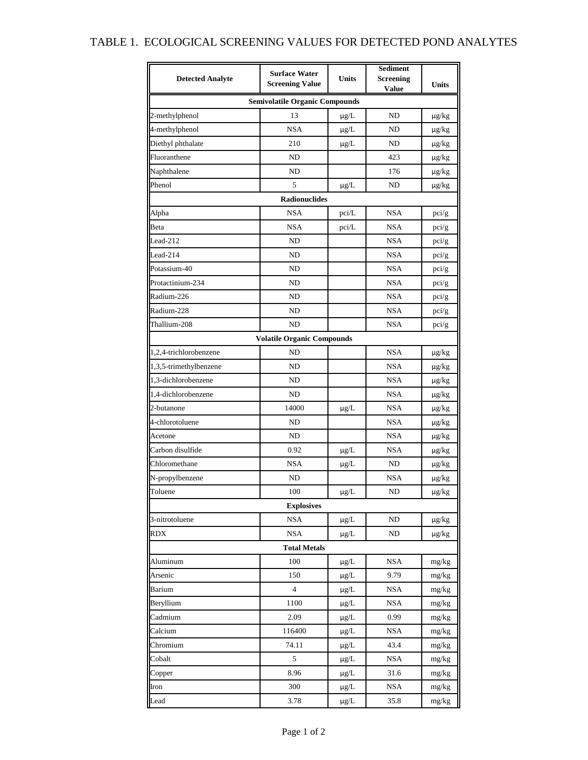# TABLE 1. ECOLOGICAL SCREENING VALUES FOR DETECTED POND ANALYTES

| Detected Analyte | Surface Water Screening Value | Units | Sediment Screening Value | Units |
|---|---|---|---|---|
| **Semivolatile Organic Compounds** | | | | |
| 2-methylphenol | 13 | µg/L | ND | µg/kg |
| 4-methylphenol | NSA | µg/L | ND | µg/kg |
| Diethyl phthalate | 210 | µg/L | ND | µg/kg |
| Fluoranthene | ND | | 423 | µg/kg |
| Naphthalene | ND | | 176 | µg/kg |
| Phenol | 5 | µg/L | ND | µg/kg |
| **Radionuclides** | | | | |
| Alpha | NSA | pci/L | NSA | pci/g |
| Beta | NSA | pci/L | NSA | pci/g |
| Lead-212 | ND | | NSA | pci/g |
| Lead-214 | ND | | NSA | pci/g |
| Potassium-40 | ND | | NSA | pci/g |
| Protactinium-234 | ND | | NSA | pci/g |
| Radium-226 | ND | | NSA | pci/g |
| Radium-228 | ND | | NSA | pci/g |
| Thallium-208 | ND | | NSA | pci/g |
| **Volatile Organic Compounds** | | | | |
| 1,2,4-trichlorobenzene | ND | | NSA | µg/kg |
| 1,3,5-trimethylbenzene | ND | | NSA | µg/kg |
| 1,3-dichlorobenzene | ND | | NSA | µg/kg |
| 1,4-dichlorobenzene | ND | | NSA | µg/kg |
| 2-butanone | 14000 | µg/L | NSA | µg/kg |
| 4-chlorotoluene | ND | | NSA | µg/kg |
| Acetone | ND | | NSA | µg/kg |
| Carbon disulfide | 0.92 | µg/L | NSA | µg/kg |
| Chloromethane | NSA | µg/L | ND | µg/kg |
| N-propylbenzene | ND | | NSA | µg/kg |
| Toluene | 100 | µg/L | ND | µg/kg |
| **Explosives** | | | | |
| 3-nitrotoluene | NSA | µg/L | ND | µg/kg |
| RDX | NSA | µg/L | ND | µg/kg |
| **Total Metals** | | | | |
| Aluminum | 100 | µg/L | NSA | mg/kg |
| Arsenic | 150 | µg/L | 9.79 | mg/kg |
| Barium | 4 | µg/L | NSA | mg/kg |
| Beryllium | 1100 | µg/L | NSA | mg/kg |
| Cadmium | 2.09 | µg/L | 0.99 | mg/kg |
| Calcium | 116400 | µg/L | NSA | mg/kg |
| Chromium | 74.11 | µg/L | 43.4 | mg/kg |
| Cobalt | 5 | µg/L | NSA | mg/kg |
| Copper | 8.96 | µg/L | 31.6 | mg/kg |
| Iron | 300 | µg/L | NSA | mg/kg |
| Lead | 3.78 | µg/L | 35.8 | mg/kg |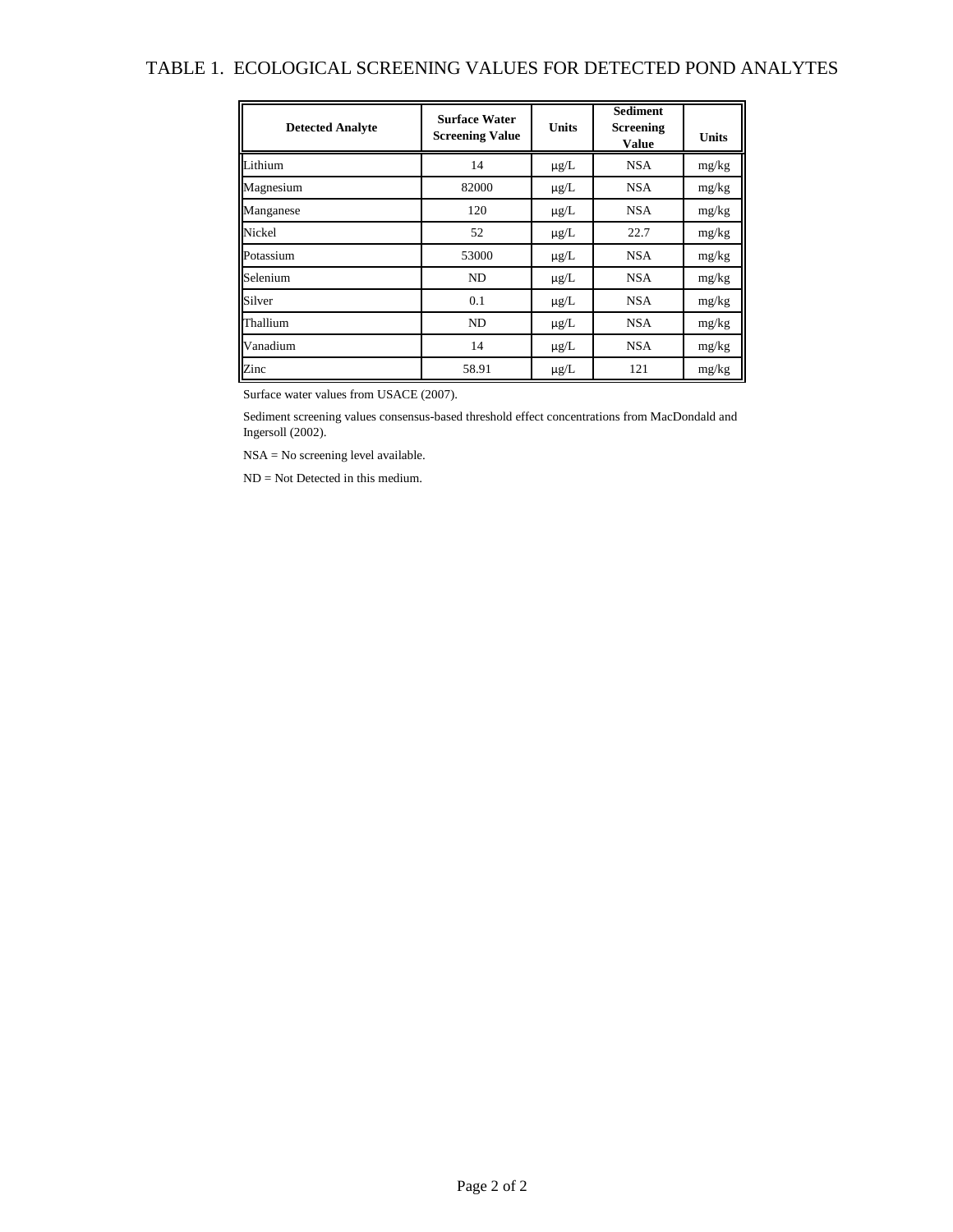# TABLE 1.  ECOLOGICAL SCREENING VALUES FOR DETECTED POND ANALYTES

| Detected Analyte | Surface Water Screening Value | Units | Sediment Screening Value | Units |
|---|---|---|---|---|
| Lithium | 14 | µg/L | NSA | mg/kg |
| Magnesium | 82000 | µg/L | NSA | mg/kg |
| Manganese | 120 | µg/L | NSA | mg/kg |
| Nickel | 52 | µg/L | 22.7 | mg/kg |
| Potassium | 53000 | µg/L | NSA | mg/kg |
| Selenium | ND | µg/L | NSA | mg/kg |
| Silver | 0.1 | µg/L | NSA | mg/kg |
| Thallium | ND | µg/L | NSA | mg/kg |
| Vanadium | 14 | µg/L | NSA | mg/kg |
| Zinc | 58.91 | µg/L | 121 | mg/kg |

Surface water values from USACE (2007).

Sediment screening values consensus-based threshold effect concentrations from MacDondald and Ingersoll (2002).

NSA = No screening level available.

ND = Not Detected in this medium.